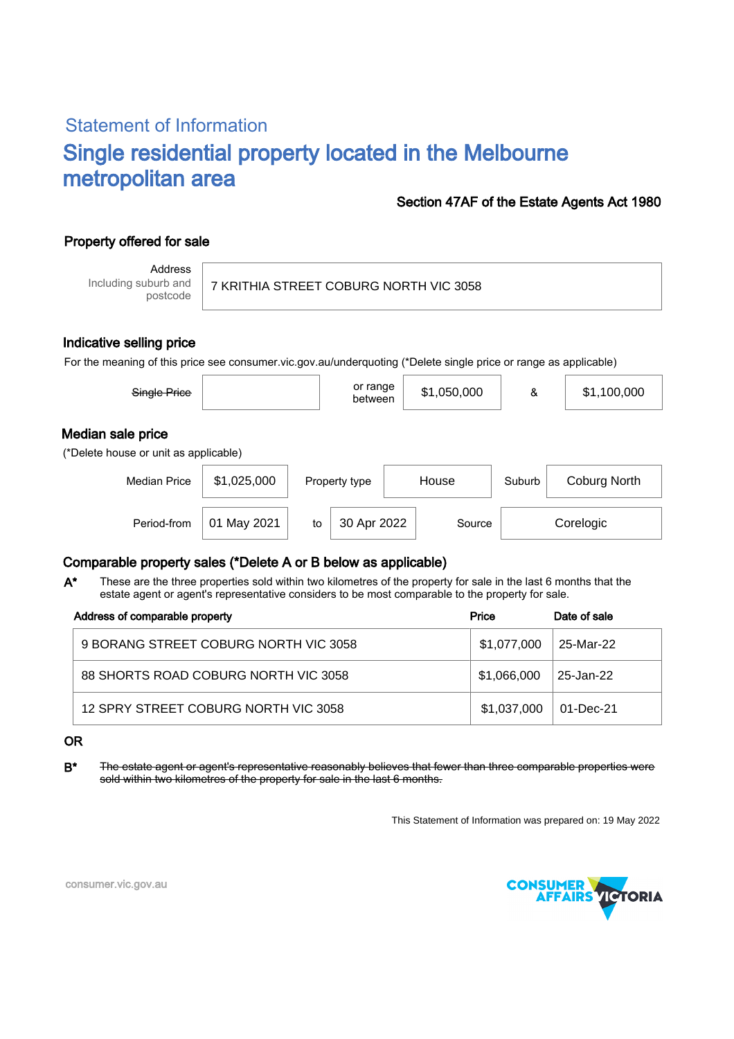# Statement of Information

## Single residential property located in the Melbourne metropolitan area

**Section 47AF of the Estate Agents Act 1980**

### Property offered for sale

| Address Including suburb and postcode | 7 KRITHIA STREET COBURG NORTH VIC 3058 |
|---|---|

### Indicative selling price

For the meaning of this price see consumer.vic.gov.au/underquoting (*Delete single price or range as applicable)

| ~~Single Price~~ | | or range between | $1,050,000 | & | $1,100,000 |
|---|---|---|---|---|---|

### Median sale price

(*Delete house or unit as applicable)

| Median Price | $1,025,000 | Property type | House | Suburb | Coburg North |
|---|---|---|---|---|---|
| Period-from | 01 May 2021 | to | 30 Apr 2022 | Source | Corelogic |

### Comparable property sales (*Delete A or B below as applicable)

**A*** These are the three properties sold within two kilometres of the property for sale in the last 6 months that the estate agent or agent's representative considers to be most comparable to the property for sale.

| Address of comparable property | Price | Date of sale |
|---|---|---|
| 9 BORANG STREET COBURG NORTH VIC 3058 | $1,077,000 | 25-Mar-22 |
| 88 SHORTS ROAD COBURG NORTH VIC 3058 | $1,066,000 | 25-Jan-22 |
| 12 SPRY STREET COBURG NORTH VIC 3058 | $1,037,000 | 01-Dec-21 |

**OR**

**B*** ~~The estate agent or agent's representative reasonably believes that fewer than three comparable properties were sold within two kilometres of the property for sale in the last 6 months.~~

This Statement of Information was prepared on: 19 May 2022

consumer.vic.gov.au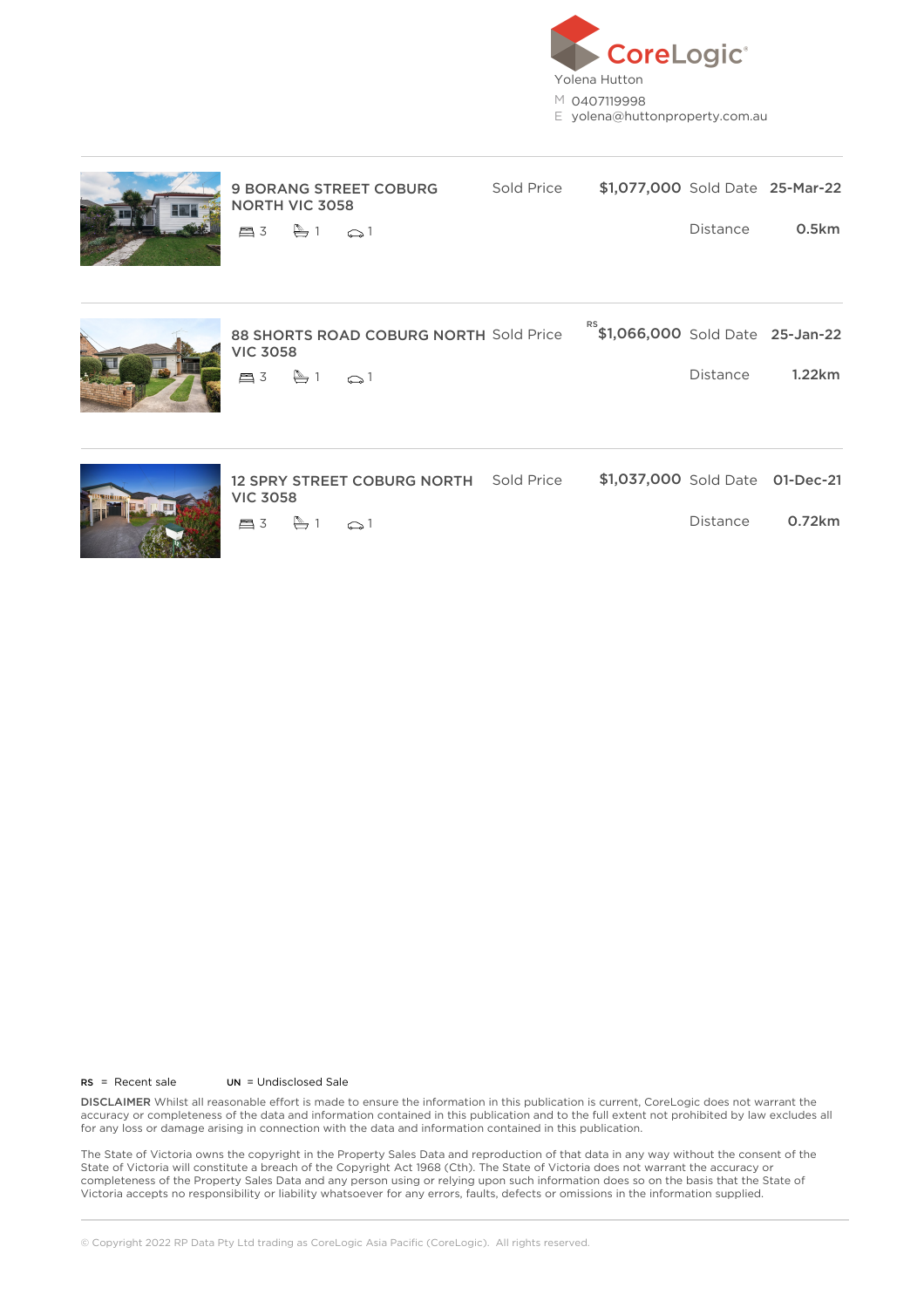CoreLogic

Yolena Hutton

M 0407119998

E yolena@huttonproperty.com.au

| | | | | |
|---|---|---|---|---|
| **9 BORANG STREET COBURG NORTH VIC 3058** | Sold Price | **$1,077,000** | Sold Date | **25-Mar-22** |
| 3 Bed, 1 Bath, 1 Car | | | Distance | **0.5km** |
| **88 SHORTS ROAD COBURG NORTH VIC 3058** | Sold Price | RS **$1,066,000** | Sold Date | **25-Jan-22** |
| 3 Bed, 1 Bath, 1 Car | | | Distance | **1.22km** |
| **12 SPRY STREET COBURG NORTH VIC 3058** | Sold Price | **$1,037,000** | Sold Date | **01-Dec-21** |
| 3 Bed, 1 Bath, 1 Car | | | Distance | **0.72km** |

**RS** = Recent sale **UN** = Undisclosed Sale

**DISCLAIMER** Whilst all reasonable effort is made to ensure the information in this publication is current, CoreLogic does not warrant the accuracy or completeness of the data and information contained in this publication and to the full extent not prohibited by law excludes all for any loss or damage arising in connection with the data and information contained in this publication.

The State of Victoria owns the copyright in the Property Sales Data and reproduction of that data in any way without the consent of the State of Victoria will constitute a breach of the Copyright Act 1968 (Cth). The State of Victoria does not warrant the accuracy or completeness of the Property Sales Data and any person using or relying upon such information does so on the basis that the State of Victoria accepts no responsibility or liability whatsoever for any errors, faults, defects or omissions in the information supplied.

© Copyright 2022 RP Data Pty Ltd trading as CoreLogic Asia Pacific (CoreLogic). All rights reserved.